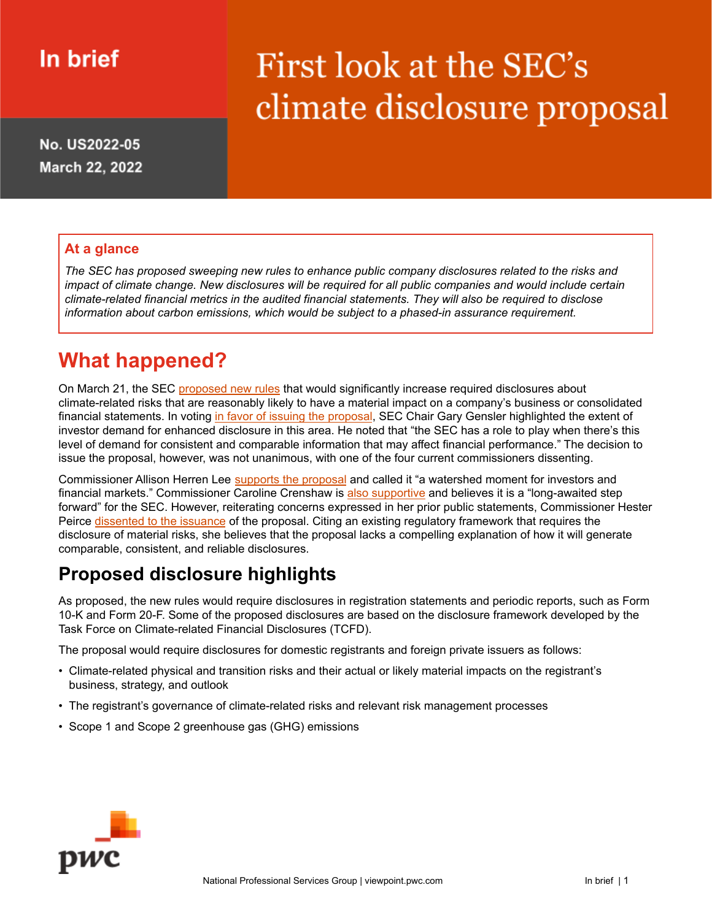In brief

# First look at the SEC's climate disclosure proposal

No. US2022-05
March 22, 2022

**At a glance**

*The SEC has proposed sweeping new rules to enhance public company disclosures related to the risks and impact of climate change. New disclosures will be required for all public companies and would include certain climate-related financial metrics in the audited financial statements. They will also be required to disclose information about carbon emissions, which would be subject to a phased-in assurance requirement.*

## What happened?

On March 21, the SEC proposed new rules that would significantly increase required disclosures about climate-related risks that are reasonably likely to have a material impact on a company's business or consolidated financial statements. In voting in favor of issuing the proposal, SEC Chair Gary Gensler highlighted the extent of investor demand for enhanced disclosure in this area. He noted that "the SEC has a role to play when there's this level of demand for consistent and comparable information that may affect financial performance." The decision to issue the proposal, however, was not unanimous, with one of the four current commissioners dissenting.

Commissioner Allison Herren Lee supports the proposal and called it "a watershed moment for investors and financial markets." Commissioner Caroline Crenshaw is also supportive and believes it is a "long-awaited step forward" for the SEC. However, reiterating concerns expressed in her prior public statements, Commissioner Hester Peirce dissented to the issuance of the proposal. Citing an existing regulatory framework that requires the disclosure of material risks, she believes that the proposal lacks a compelling explanation of how it will generate comparable, consistent, and reliable disclosures.

## Proposed disclosure highlights

As proposed, the new rules would require disclosures in registration statements and periodic reports, such as Form 10-K and Form 20-F. Some of the proposed disclosures are based on the disclosure framework developed by the Task Force on Climate-related Financial Disclosures (TCFD).

The proposal would require disclosures for domestic registrants and foreign private issuers as follows:

- Climate-related physical and transition risks and their actual or likely material impacts on the registrant's business, strategy, and outlook
- The registrant's governance of climate-related risks and relevant risk management processes
- Scope 1 and Scope 2 greenhouse gas (GHG) emissions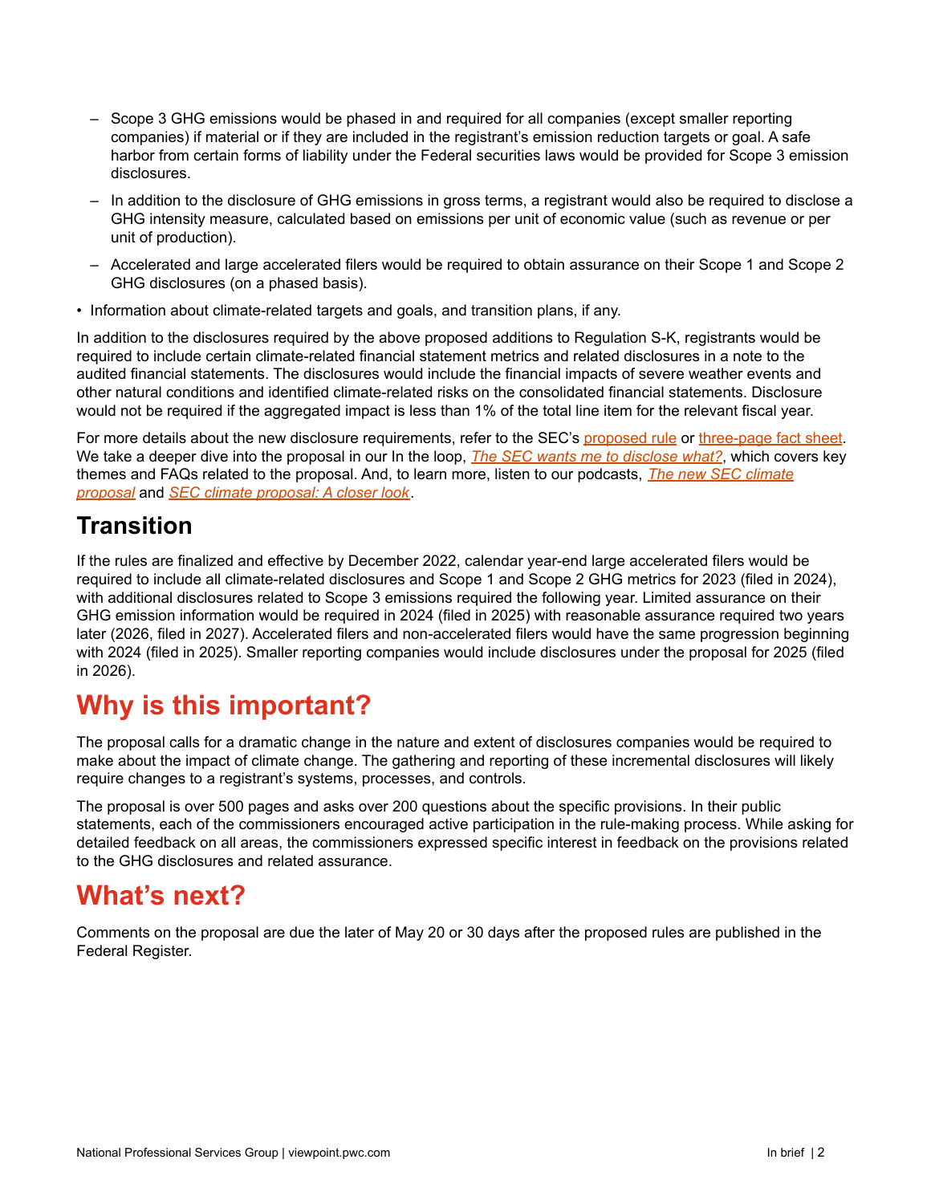- Scope 3 GHG emissions would be phased in and required for all companies (except smaller reporting companies) if material or if they are included in the registrant's emission reduction targets or goal. A safe harbor from certain forms of liability under the Federal securities laws would be provided for Scope 3 emission disclosures.
  - In addition to the disclosure of GHG emissions in gross terms, a registrant would also be required to disclose a GHG intensity measure, calculated based on emissions per unit of economic value (such as revenue or per unit of production).
  - Accelerated and large accelerated filers would be required to obtain assurance on their Scope 1 and Scope 2 GHG disclosures (on a phased basis).
- Information about climate-related targets and goals, and transition plans, if any.

In addition to the disclosures required by the above proposed additions to Regulation S-K, registrants would be required to include certain climate-related financial statement metrics and related disclosures in a note to the audited financial statements. The disclosures would include the financial impacts of severe weather events and other natural conditions and identified climate-related risks on the consolidated financial statements. Disclosure would not be required if the aggregated impact is less than 1% of the total line item for the relevant fiscal year.

For more details about the new disclosure requirements, refer to the SEC's proposed rule or three-page fact sheet. We take a deeper dive into the proposal in our In the loop, *The SEC wants me to disclose what?*, which covers key themes and FAQs related to the proposal. And, to learn more, listen to our podcasts, *The new SEC climate proposal* and *SEC climate proposal: A closer look*.

## Transition

If the rules are finalized and effective by December 2022, calendar year-end large accelerated filers would be required to include all climate-related disclosures and Scope 1 and Scope 2 GHG metrics for 2023 (filed in 2024), with additional disclosures related to Scope 3 emissions required the following year. Limited assurance on their GHG emission information would be required in 2024 (filed in 2025) with reasonable assurance required two years later (2026, filed in 2027). Accelerated filers and non-accelerated filers would have the same progression beginning with 2024 (filed in 2025). Smaller reporting companies would include disclosures under the proposal for 2025 (filed in 2026).

# Why is this important?

The proposal calls for a dramatic change in the nature and extent of disclosures companies would be required to make about the impact of climate change. The gathering and reporting of these incremental disclosures will likely require changes to a registrant's systems, processes, and controls.

The proposal is over 500 pages and asks over 200 questions about the specific provisions. In their public statements, each of the commissioners encouraged active participation in the rule-making process. While asking for detailed feedback on all areas, the commissioners expressed specific interest in feedback on the provisions related to the GHG disclosures and related assurance.

# What's next?

Comments on the proposal are due the later of May 20 or 30 days after the proposed rules are published in the Federal Register.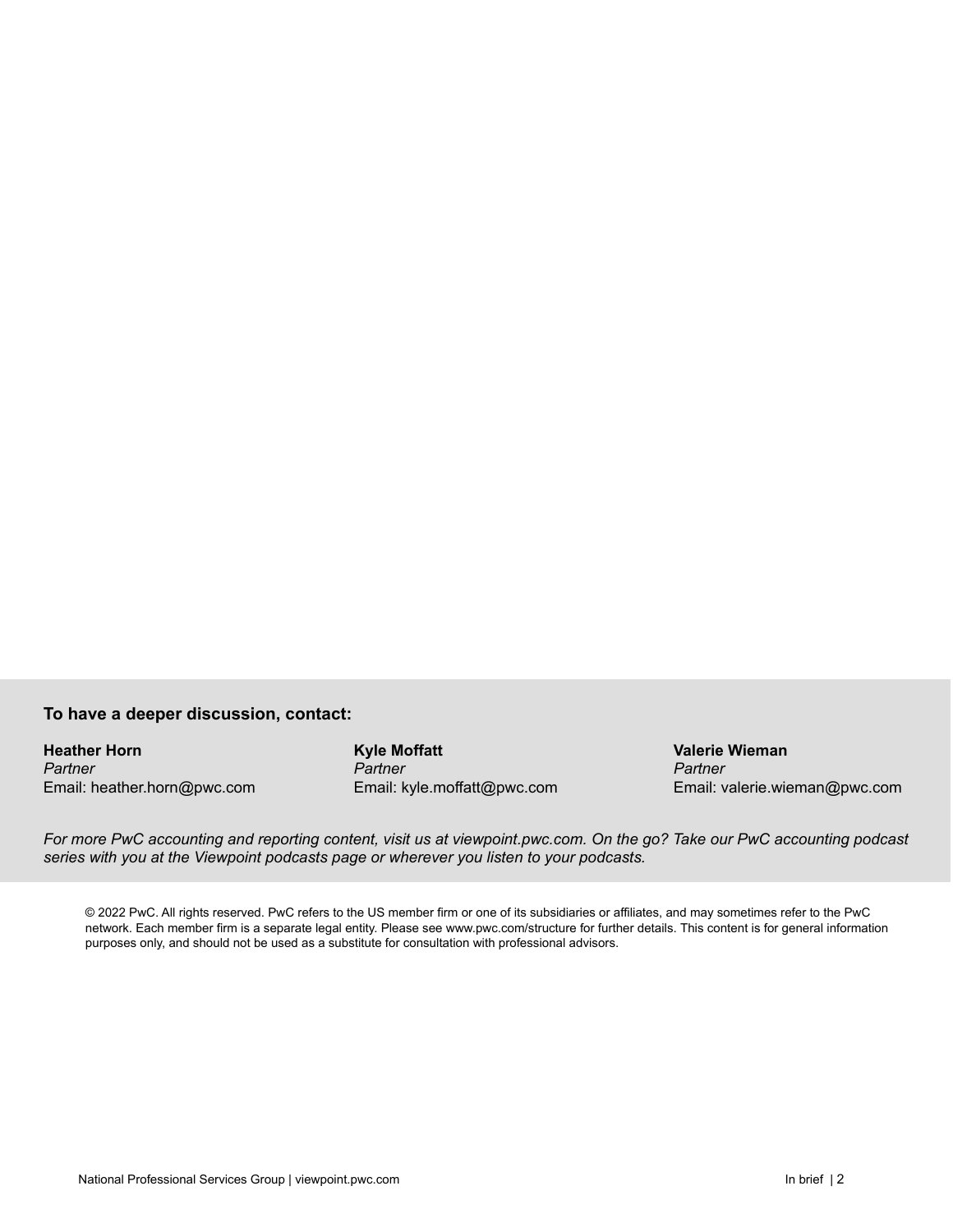**To have a deeper discussion, contact:**

**Heather Horn**
*Partner*
Email: heather.horn@pwc.com

**Kyle Moffatt**
*Partner*
Email: kyle.moffatt@pwc.com

**Valerie Wieman**
*Partner*
Email: valerie.wieman@pwc.com

*For more PwC accounting and reporting content, visit us at viewpoint.pwc.com. On the go? Take our PwC accounting podcast series with you at the Viewpoint podcasts page or wherever you listen to your podcasts.*

© 2022 PwC. All rights reserved. PwC refers to the US member firm or one of its subsidiaries or affiliates, and may sometimes refer to the PwC network. Each member firm is a separate legal entity. Please see www.pwc.com/structure for further details. This content is for general information purposes only, and should not be used as a substitute for consultation with professional advisors.